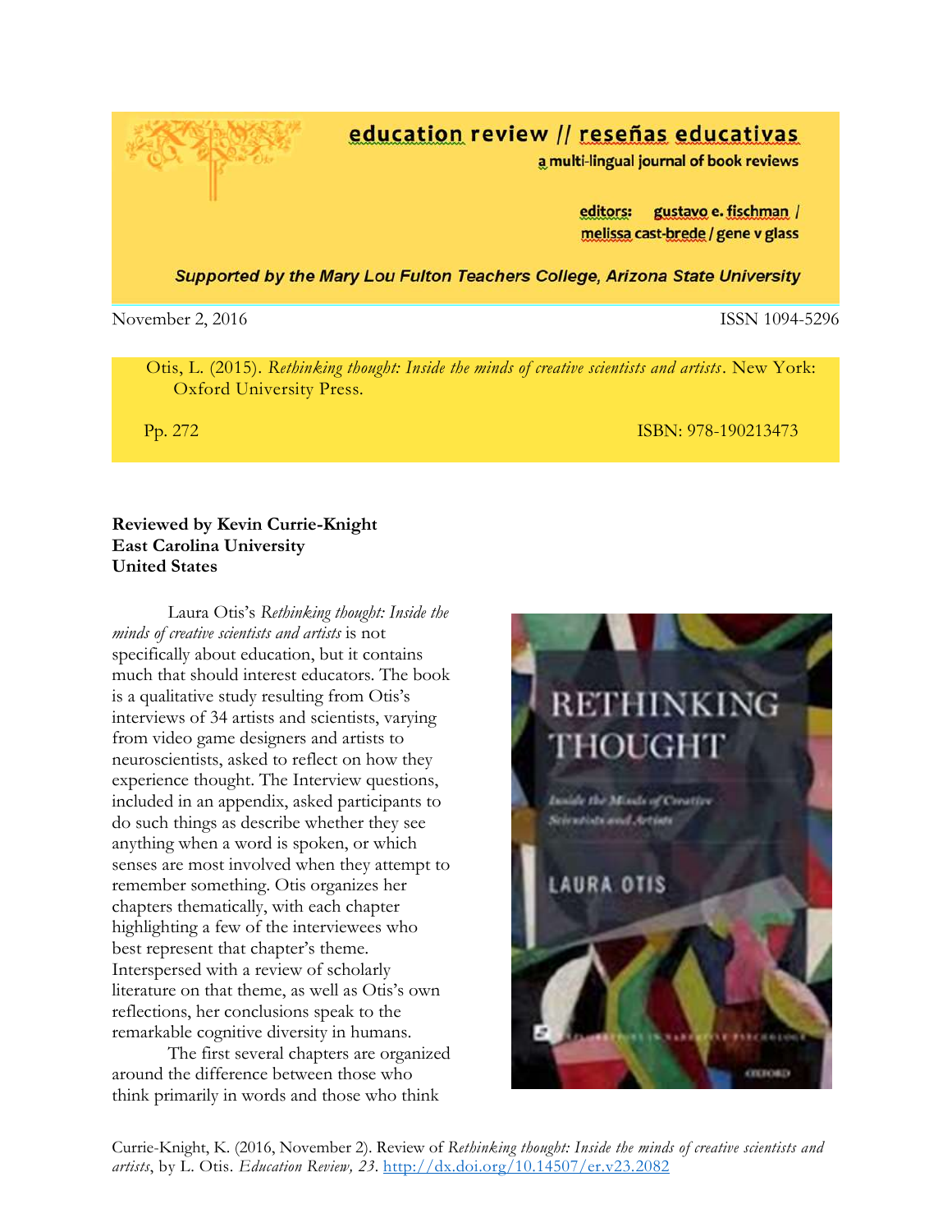# education review // reseñas educativas

a multi-lingual journal of book reviews

editors: gustavo e. fischman / melissa cast-brede / gene v glass

*Supported by the Mary Lou Fulton Teachers College, Arizona State University*

November 2, 2016 ISSN 1094-5296

Otis, L. (2015). *Rethinking thought: Inside the minds of creative scientists and artists*. New York: Oxford University Press.

Pp. 272 ISBN: 978-190213473

**Reviewed by Kevin Currie-Knight**
**East Carolina University**
**United States**

Laura Otis's *Rethinking thought: Inside the minds of creative scientists and artists* is not specifically about education, but it contains much that should interest educators. The book is a qualitative study resulting from Otis's interviews of 34 artists and scientists, varying from video game designers and artists to neuroscientists, asked to reflect on how they experience thought. The Interview questions, included in an appendix, asked participants to do such things as describe whether they see anything when a word is spoken, or which senses are most involved when they attempt to remember something. Otis organizes her chapters thematically, with each chapter highlighting a few of the interviewees who best represent that chapter's theme. Interspersed with a review of scholarly literature on that theme, as well as Otis's own reflections, her conclusions speak to the remarkable cognitive diversity in humans.

The first several chapters are organized around the difference between those who think primarily in words and those who think

Currie-Knight, K. (2016, November 2). Review of *Rethinking thought: Inside the minds of creative scientists and artists*, by L. Otis. *Education Review, 23*. http://dx.doi.org/10.14507/er.v23.2082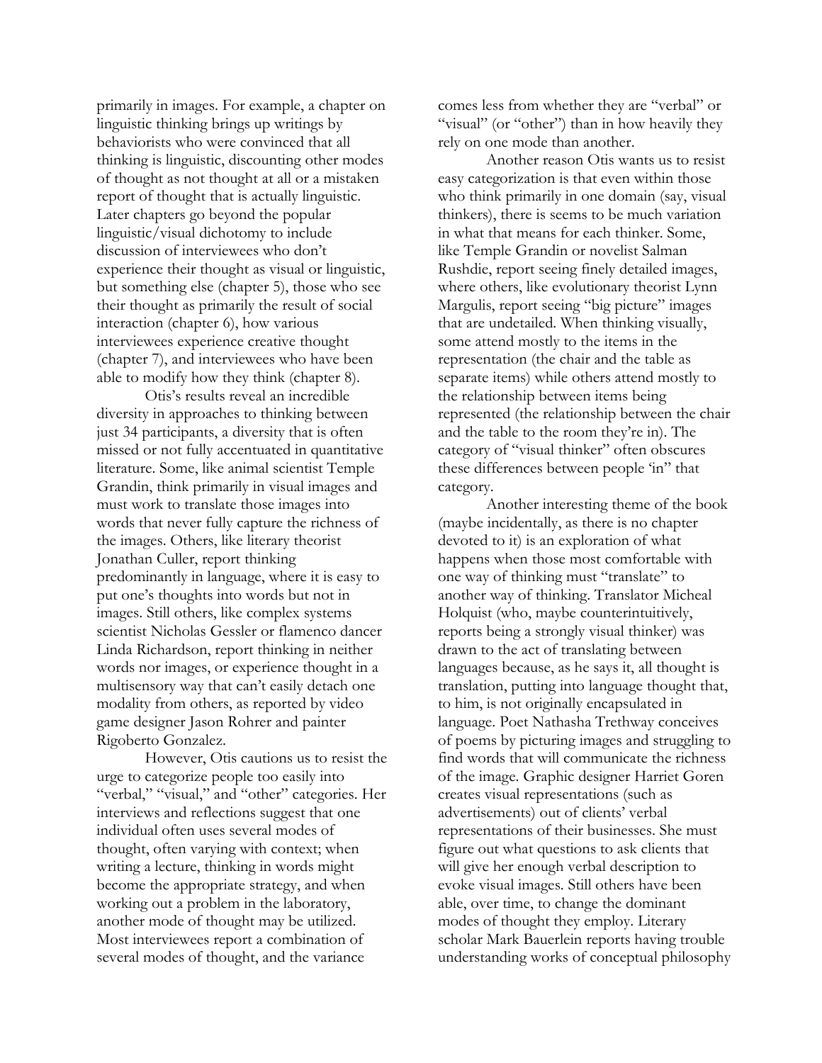primarily in images. For example, a chapter on linguistic thinking brings up writings by behaviorists who were convinced that all thinking is linguistic, discounting other modes of thought as not thought at all or a mistaken report of thought that is actually linguistic. Later chapters go beyond the popular linguistic/visual dichotomy to include discussion of interviewees who don't experience their thought as visual or linguistic, but something else (chapter 5), those who see their thought as primarily the result of social interaction (chapter 6), how various interviewees experience creative thought (chapter 7), and interviewees who have been able to modify how they think (chapter 8).

Otis's results reveal an incredible diversity in approaches to thinking between just 34 participants, a diversity that is often missed or not fully accentuated in quantitative literature. Some, like animal scientist Temple Grandin, think primarily in visual images and must work to translate those images into words that never fully capture the richness of the images. Others, like literary theorist Jonathan Culler, report thinking predominantly in language, where it is easy to put one's thoughts into words but not in images. Still others, like complex systems scientist Nicholas Gessler or flamenco dancer Linda Richardson, report thinking in neither words nor images, or experience thought in a multisensory way that can't easily detach one modality from others, as reported by video game designer Jason Rohrer and painter Rigoberto Gonzalez.

However, Otis cautions us to resist the urge to categorize people too easily into "verbal," "visual," and "other" categories. Her interviews and reflections suggest that one individual often uses several modes of thought, often varying with context; when writing a lecture, thinking in words might become the appropriate strategy, and when working out a problem in the laboratory, another mode of thought may be utilized. Most interviewees report a combination of several modes of thought, and the variance comes less from whether they are "verbal" or "visual" (or "other") than in how heavily they rely on one mode than another.

Another reason Otis wants us to resist easy categorization is that even within those who think primarily in one domain (say, visual thinkers), there is seems to be much variation in what that means for each thinker. Some, like Temple Grandin or novelist Salman Rushdie, report seeing finely detailed images, where others, like evolutionary theorist Lynn Margulis, report seeing "big picture" images that are undetailed. When thinking visually, some attend mostly to the items in the representation (the chair and the table as separate items) while others attend mostly to the relationship between items being represented (the relationship between the chair and the table to the room they're in). The category of "visual thinker" often obscures these differences between people 'in" that category.

Another interesting theme of the book (maybe incidentally, as there is no chapter devoted to it) is an exploration of what happens when those most comfortable with one way of thinking must "translate" to another way of thinking. Translator Micheal Holquist (who, maybe counterintuitively, reports being a strongly visual thinker) was drawn to the act of translating between languages because, as he says it, all thought is translation, putting into language thought that, to him, is not originally encapsulated in language. Poet Nathasha Trethway conceives of poems by picturing images and struggling to find words that will communicate the richness of the image. Graphic designer Harriet Goren creates visual representations (such as advertisements) out of clients' verbal representations of their businesses. She must figure out what questions to ask clients that will give her enough verbal description to evoke visual images. Still others have been able, over time, to change the dominant modes of thought they employ. Literary scholar Mark Bauerlein reports having trouble understanding works of conceptual philosophy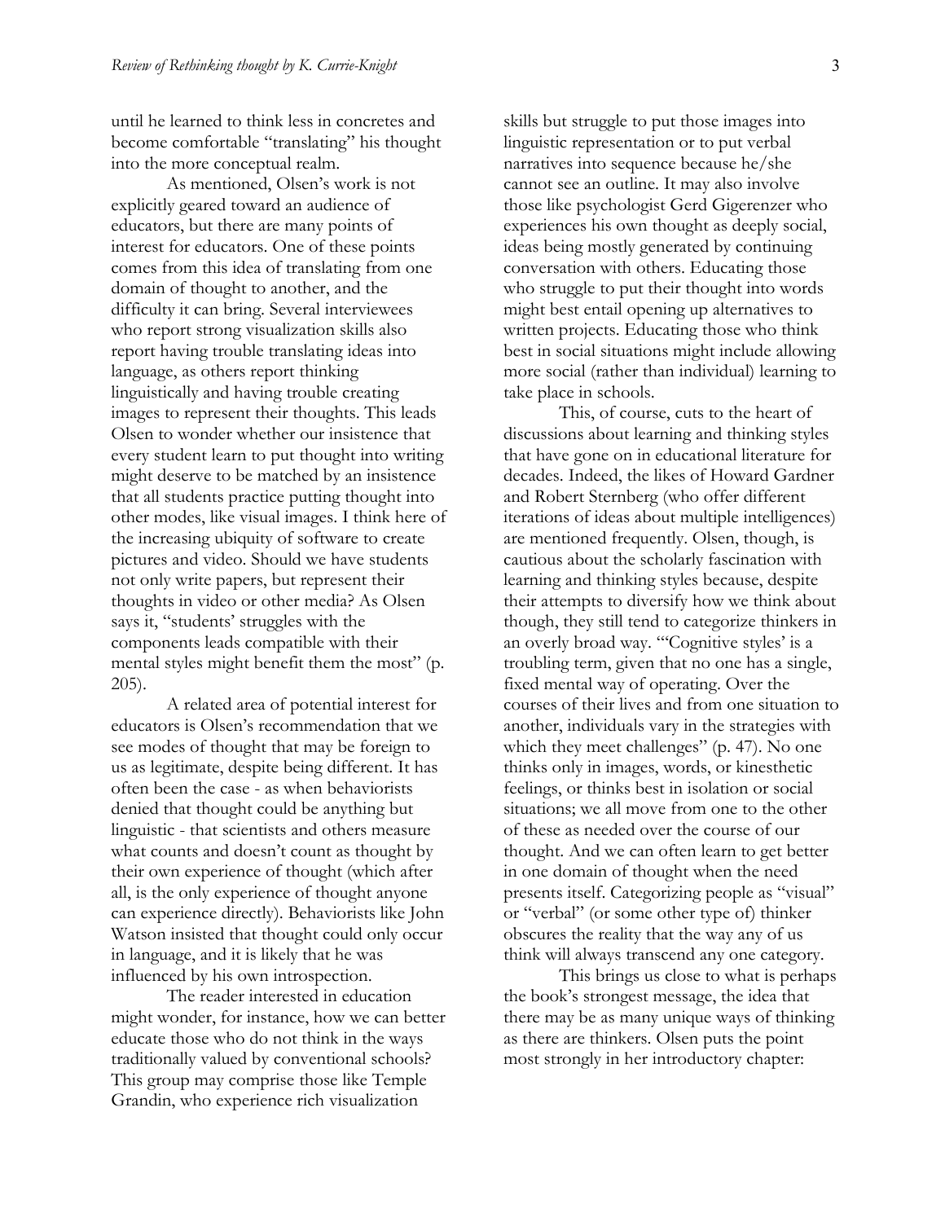until he learned to think less in concretes and become comfortable "translating" his thought into the more conceptual realm.

As mentioned, Olsen's work is not explicitly geared toward an audience of educators, but there are many points of interest for educators. One of these points comes from this idea of translating from one domain of thought to another, and the difficulty it can bring. Several interviewees who report strong visualization skills also report having trouble translating ideas into language, as others report thinking linguistically and having trouble creating images to represent their thoughts. This leads Olsen to wonder whether our insistence that every student learn to put thought into writing might deserve to be matched by an insistence that all students practice putting thought into other modes, like visual images. I think here of the increasing ubiquity of software to create pictures and video. Should we have students not only write papers, but represent their thoughts in video or other media? As Olsen says it, "students' struggles with the components leads compatible with their mental styles might benefit them the most" (p. 205).

A related area of potential interest for educators is Olsen's recommendation that we see modes of thought that may be foreign to us as legitimate, despite being different. It has often been the case - as when behaviorists denied that thought could be anything but linguistic - that scientists and others measure what counts and doesn't count as thought by their own experience of thought (which after all, is the only experience of thought anyone can experience directly). Behaviorists like John Watson insisted that thought could only occur in language, and it is likely that he was influenced by his own introspection.

The reader interested in education might wonder, for instance, how we can better educate those who do not think in the ways traditionally valued by conventional schools? This group may comprise those like Temple Grandin, who experience rich visualization skills but struggle to put those images into linguistic representation or to put verbal narratives into sequence because he/she cannot see an outline. It may also involve those like psychologist Gerd Gigerenzer who experiences his own thought as deeply social, ideas being mostly generated by continuing conversation with others. Educating those who struggle to put their thought into words might best entail opening up alternatives to written projects. Educating those who think best in social situations might include allowing more social (rather than individual) learning to take place in schools.

This, of course, cuts to the heart of discussions about learning and thinking styles that have gone on in educational literature for decades. Indeed, the likes of Howard Gardner and Robert Sternberg (who offer different iterations of ideas about multiple intelligences) are mentioned frequently. Olsen, though, is cautious about the scholarly fascination with learning and thinking styles because, despite their attempts to diversify how we think about though, they still tend to categorize thinkers in an overly broad way. "'Cognitive styles' is a troubling term, given that no one has a single, fixed mental way of operating. Over the courses of their lives and from one situation to another, individuals vary in the strategies with which they meet challenges" (p. 47). No one thinks only in images, words, or kinesthetic feelings, or thinks best in isolation or social situations; we all move from one to the other of these as needed over the course of our thought. And we can often learn to get better in one domain of thought when the need presents itself. Categorizing people as "visual" or "verbal" (or some other type of) thinker obscures the reality that the way any of us think will always transcend any one category.

This brings us close to what is perhaps the book's strongest message, the idea that there may be as many unique ways of thinking as there are thinkers. Olsen puts the point most strongly in her introductory chapter: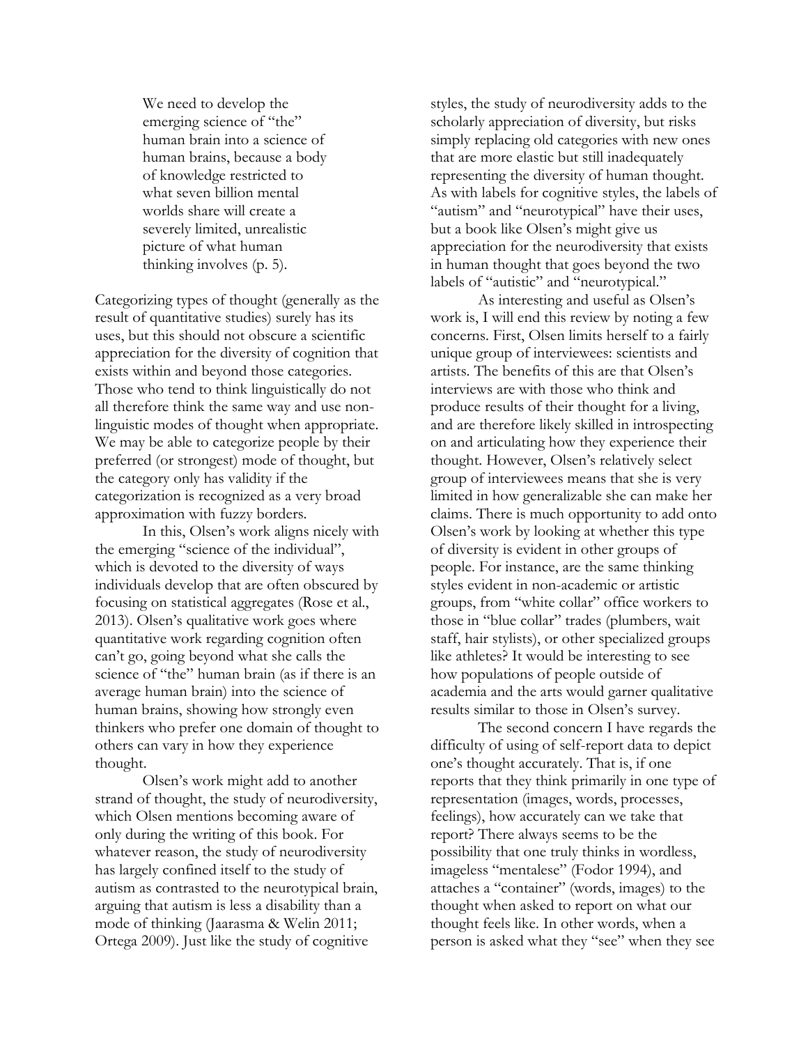> We need to develop the emerging science of "the" human brain into a science of human brains, because a body of knowledge restricted to what seven billion mental worlds share will create a severely limited, unrealistic picture of what human thinking involves (p. 5).

Categorizing types of thought (generally as the result of quantitative studies) surely has its uses, but this should not obscure a scientific appreciation for the diversity of cognition that exists within and beyond those categories. Those who tend to think linguistically do not all therefore think the same way and use non-linguistic modes of thought when appropriate. We may be able to categorize people by their preferred (or strongest) mode of thought, but the category only has validity if the categorization is recognized as a very broad approximation with fuzzy borders.

In this, Olsen's work aligns nicely with the emerging "science of the individual", which is devoted to the diversity of ways individuals develop that are often obscured by focusing on statistical aggregates (Rose et al., 2013). Olsen's qualitative work goes where quantitative work regarding cognition often can't go, going beyond what she calls the science of "the" human brain (as if there is an average human brain) into the science of human brains, showing how strongly even thinkers who prefer one domain of thought to others can vary in how they experience thought.

Olsen's work might add to another strand of thought, the study of neurodiversity, which Olsen mentions becoming aware of only during the writing of this book. For whatever reason, the study of neurodiversity has largely confined itself to the study of autism as contrasted to the neurotypical brain, arguing that autism is less a disability than a mode of thinking (Jaarasma & Welin 2011; Ortega 2009). Just like the study of cognitive styles, the study of neurodiversity adds to the scholarly appreciation of diversity, but risks simply replacing old categories with new ones that are more elastic but still inadequately representing the diversity of human thought. As with labels for cognitive styles, the labels of "autism" and "neurotypical" have their uses, but a book like Olsen's might give us appreciation for the neurodiversity that exists in human thought that goes beyond the two labels of "autistic" and "neurotypical."

As interesting and useful as Olsen's work is, I will end this review by noting a few concerns. First, Olsen limits herself to a fairly unique group of interviewees: scientists and artists. The benefits of this are that Olsen's interviews are with those who think and produce results of their thought for a living, and are therefore likely skilled in introspecting on and articulating how they experience their thought. However, Olsen's relatively select group of interviewees means that she is very limited in how generalizable she can make her claims. There is much opportunity to add onto Olsen's work by looking at whether this type of diversity is evident in other groups of people. For instance, are the same thinking styles evident in non-academic or artistic groups, from "white collar" office workers to those in "blue collar" trades (plumbers, wait staff, hair stylists), or other specialized groups like athletes? It would be interesting to see how populations of people outside of academia and the arts would garner qualitative results similar to those in Olsen's survey.

The second concern I have regards the difficulty of using of self-report data to depict one's thought accurately. That is, if one reports that they think primarily in one type of representation (images, words, processes, feelings), how accurately can we take that report? There always seems to be the possibility that one truly thinks in wordless, imageless "mentalese" (Fodor 1994), and attaches a "container" (words, images) to the thought when asked to report on what our thought feels like. In other words, when a person is asked what they "see" when they see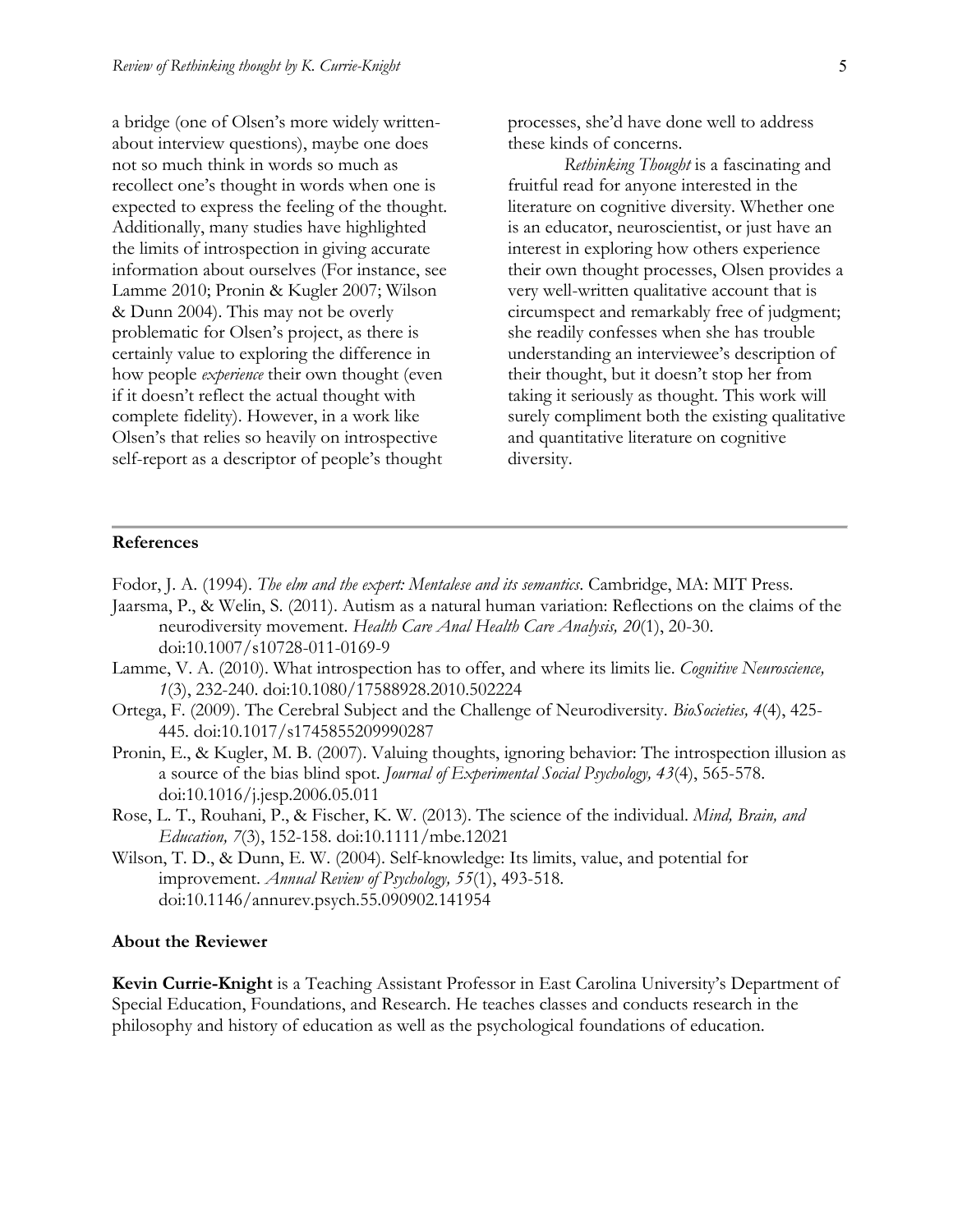a bridge (one of Olsen's more widely written-about interview questions), maybe one does not so much think in words so much as recollect one's thought in words when one is expected to express the feeling of the thought. Additionally, many studies have highlighted the limits of introspection in giving accurate information about ourselves (For instance, see Lamme 2010; Pronin & Kugler 2007; Wilson & Dunn 2004). This may not be overly problematic for Olsen's project, as there is certainly value to exploring the difference in how people *experience* their own thought (even if it doesn't reflect the actual thought with complete fidelity). However, in a work like Olsen's that relies so heavily on introspective self-report as a descriptor of people's thought processes, she'd have done well to address these kinds of concerns.

*Rethinking Thought* is a fascinating and fruitful read for anyone interested in the literature on cognitive diversity. Whether one is an educator, neuroscientist, or just have an interest in exploring how others experience their own thought processes, Olsen provides a very well-written qualitative account that is circumspect and remarkably free of judgment; she readily confesses when she has trouble understanding an interviewee's description of their thought, but it doesn't stop her from taking it seriously as thought. This work will surely compliment both the existing qualitative and quantitative literature on cognitive diversity.

## References

Fodor, J. A. (1994). *The elm and the expert: Mentalese and its semantics*. Cambridge, MA: MIT Press.

Jaarsma, P., & Welin, S. (2011). Autism as a natural human variation: Reflections on the claims of the neurodiversity movement. *Health Care Anal Health Care Analysis, 20*(1), 20-30. doi:10.1007/s10728-011-0169-9

Lamme, V. A. (2010). What introspection has to offer, and where its limits lie. *Cognitive Neuroscience, 1*(3), 232-240. doi:10.1080/17588928.2010.502224

Ortega, F. (2009). The Cerebral Subject and the Challenge of Neurodiversity. *BioSocieties, 4*(4), 425-445. doi:10.1017/s1745855209990287

Pronin, E., & Kugler, M. B. (2007). Valuing thoughts, ignoring behavior: The introspection illusion as a source of the bias blind spot. *Journal of Experimental Social Psychology, 43*(4), 565-578. doi:10.1016/j.jesp.2006.05.011

Rose, L. T., Rouhani, P., & Fischer, K. W. (2013). The science of the individual. *Mind, Brain, and Education, 7*(3), 152-158. doi:10.1111/mbe.12021

Wilson, T. D., & Dunn, E. W. (2004). Self-knowledge: Its limits, value, and potential for improvement. *Annual Review of Psychology, 55*(1), 493-518. doi:10.1146/annurev.psych.55.090902.141954

## About the Reviewer

**Kevin Currie-Knight** is a Teaching Assistant Professor in East Carolina University's Department of Special Education, Foundations, and Research. He teaches classes and conducts research in the philosophy and history of education as well as the psychological foundations of education.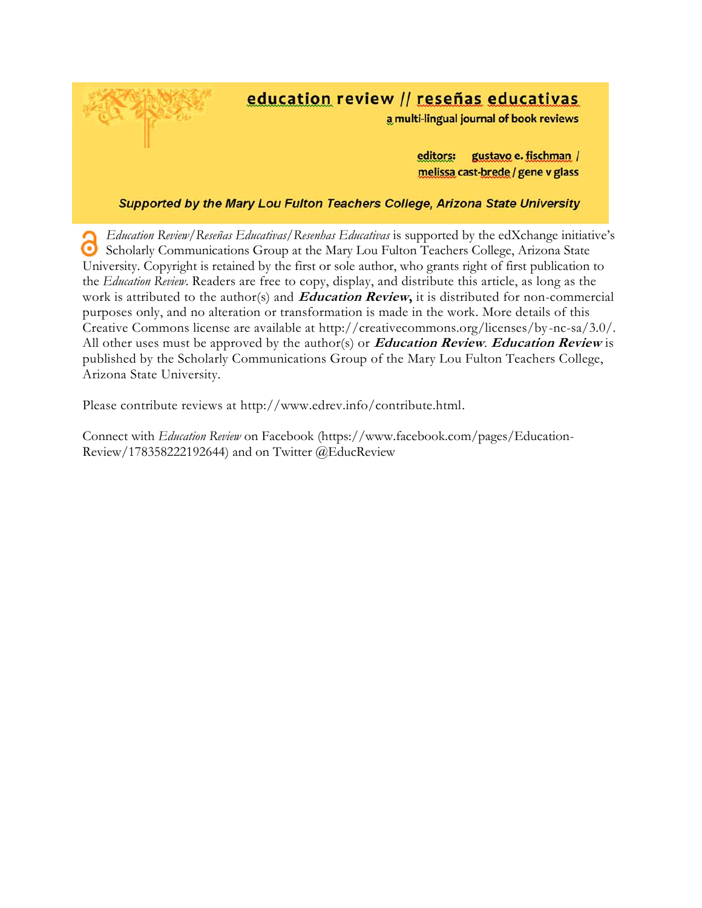education review // reseñas educativas

a multi-lingual journal of book reviews

editors: gustavo e. fischman / melissa cast-brede / gene v glass

***Supported by the Mary Lou Fulton Teachers College, Arizona State University***

*Education Review/Reseñas Educativas/Resenhas Educativas* is supported by the edXchange initiative's Scholarly Communications Group at the Mary Lou Fulton Teachers College, Arizona State University. Copyright is retained by the first or sole author, who grants right of first publication to the *Education Review*. Readers are free to copy, display, and distribute this article, as long as the work is attributed to the author(s) and ***Education Review,*** it is distributed for non-commercial purposes only, and no alteration or transformation is made in the work. More details of this Creative Commons license are available at http://creativecommons.org/licenses/by-nc-sa/3.0/. All other uses must be approved by the author(s) or ***Education Review***. ***Education Review*** is published by the Scholarly Communications Group of the Mary Lou Fulton Teachers College, Arizona State University.

Please contribute reviews at http://www.edrev.info/contribute.html.

Connect with *Education Review* on Facebook (https://www.facebook.com/pages/Education-Review/178358222192644) and on Twitter @EducReview